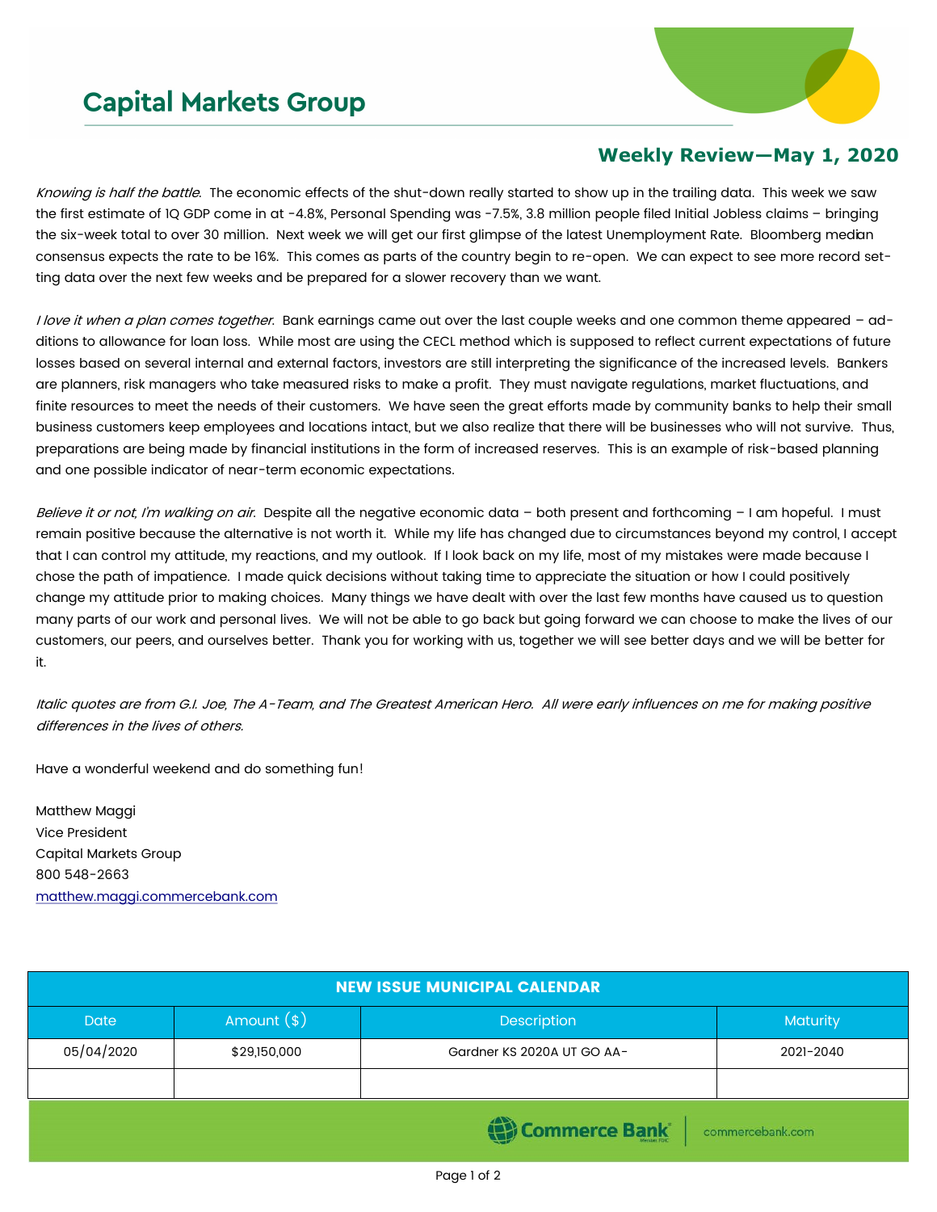# Capital Markets Group

## Weekly Review—May 1, 2020

*Knowing is half the battle.* The economic effects of the shut-down really started to show up in the trailing data. This week we saw the first estimate of 1Q GDP come in at -4.8%, Personal Spending was -7.5%, 3.8 million people filed Initial Jobless claims – bringing the six-week total to over 30 million. Next week we will get our first glimpse of the latest Unemployment Rate. Bloomberg median consensus expects the rate to be 16%. This comes as parts of the country begin to re-open. We can expect to see more record setting data over the next few weeks and be prepared for a slower recovery than we want.

*I love it when a plan comes together.* Bank earnings came out over the last couple weeks and one common theme appeared – additions to allowance for loan loss. While most are using the CECL method which is supposed to reflect current expectations of future losses based on several internal and external factors, investors are still interpreting the significance of the increased levels. Bankers are planners, risk managers who take measured risks to make a profit. They must navigate regulations, market fluctuations, and finite resources to meet the needs of their customers. We have seen the great efforts made by community banks to help their small business customers keep employees and locations intact, but we also realize that there will be businesses who will not survive. Thus, preparations are being made by financial institutions in the form of increased reserves. This is an example of risk-based planning and one possible indicator of near-term economic expectations.

*Believe it or not, I'm walking on air.* Despite all the negative economic data – both present and forthcoming – I am hopeful. I must remain positive because the alternative is not worth it. While my life has changed due to circumstances beyond my control, I accept that I can control my attitude, my reactions, and my outlook. If I look back on my life, most of my mistakes were made because I chose the path of impatience. I made quick decisions without taking time to appreciate the situation or how I could positively change my attitude prior to making choices. Many things we have dealt with over the last few months have caused us to question many parts of our work and personal lives. We will not be able to go back but going forward we can choose to make the lives of our customers, our peers, and ourselves better. Thank you for working with us, together we will see better days and we will be better for it.

*Italic quotes are from G.I. Joe, The A-Team, and The Greatest American Hero. All were early influences on me for making positive differences in the lives of others.*

Have a wonderful weekend and do something fun!

Matthew Maggi
Vice President
Capital Markets Group
800 548-2663
matthew.maggi.commercebank.com

**NEW ISSUE MUNICIPAL CALENDAR**

| Date | Amount ($) | Description | Maturity |
|---|---|---|---|
| 05/04/2020 | $29,150,000 | Gardner KS 2020A UT GO AA- | 2021-2040 |
| | | | |

Commerce Bank | commercebank.com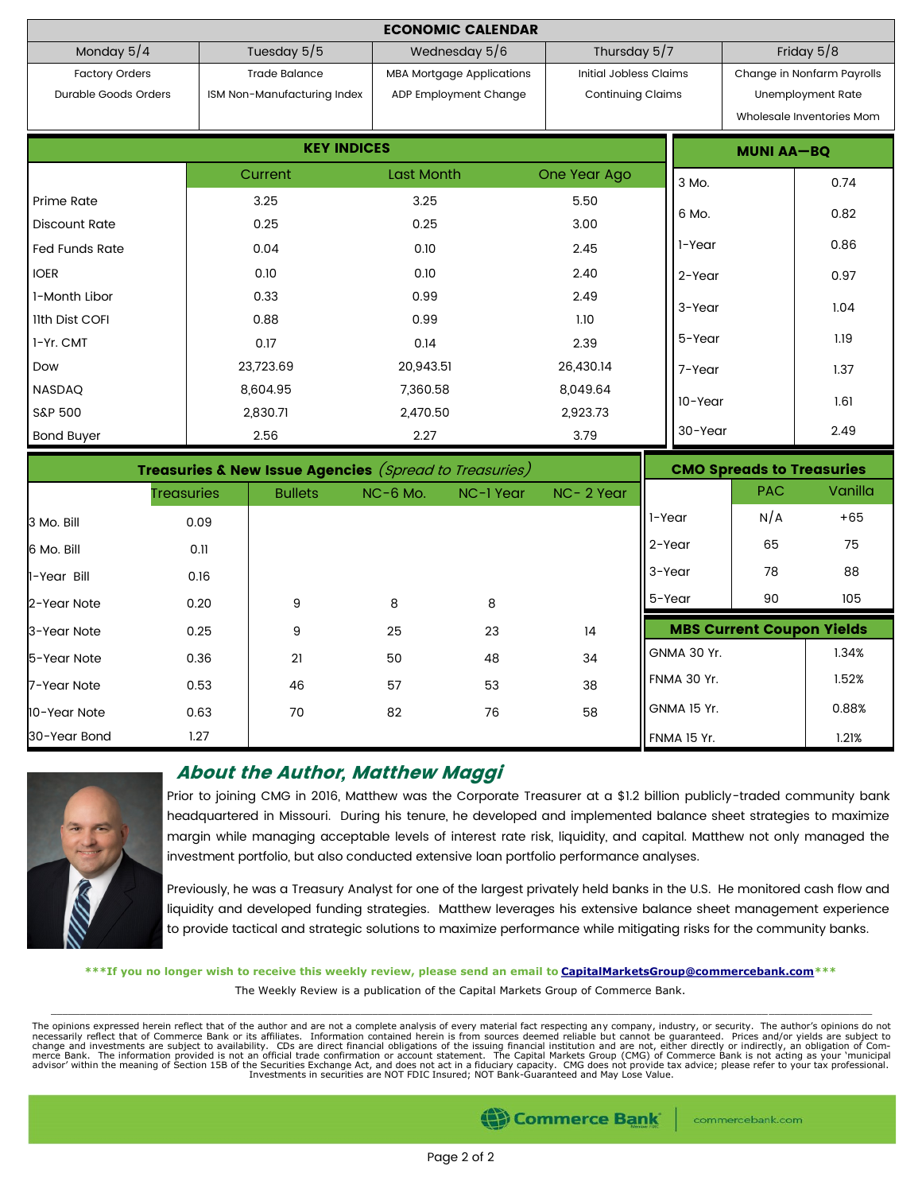## ECONOMIC CALENDAR

| Monday 5/4 | Tuesday 5/5 | Wednesday 5/6 | Thursday 5/7 | Friday 5/8 |
|---|---|---|---|---|
| Factory Orders | Trade Balance | MBA Mortgage Applications | Initial Jobless Claims | Change in Nonfarm Payrolls |
| Durable Goods Orders | ISM Non-Manufacturing Index | ADP Employment Change | Continuing Claims | Unemployment Rate |
| | | | | Wholesale Inventories Mom |

## KEY INDICES

| | Current | Last Month | One Year Ago |
|---|---|---|---|
| Prime Rate | 3.25 | 3.25 | 5.50 |
| Discount Rate | 0.25 | 0.25 | 3.00 |
| Fed Funds Rate | 0.04 | 0.10 | 2.45 |
| IOER | 0.10 | 0.10 | 2.40 |
| 1-Month Libor | 0.33 | 0.99 | 2.49 |
| 11th Dist COFI | 0.88 | 0.99 | 1.10 |
| 1-Yr. CMT | 0.17 | 0.14 | 2.39 |
| Dow | 23,723.69 | 20,943.51 | 26,430.14 |
| NASDAQ | 8,604.95 | 7,360.58 | 8,049.64 |
| S&P 500 | 2,830.71 | 2,470.50 | 2,923.73 |
| Bond Buyer | 2.56 | 2.27 | 3.79 |

## MUNI AA—BQ

| | |
|---|---|
| 3 Mo. | 0.74 |
| 6 Mo. | 0.82 |
| 1-Year | 0.86 |
| 2-Year | 0.97 |
| 3-Year | 1.04 |
| 5-Year | 1.19 |
| 7-Year | 1.37 |
| 10-Year | 1.61 |
| 30-Year | 2.49 |

## Treasuries & New Issue Agencies *(Spread to Treasuries)*

| | Treasuries | Bullets | NC-6 Mo. | NC-1 Year | NC- 2 Year |
|---|---|---|---|---|---|
| 3 Mo. Bill | 0.09 | | | | |
| 6 Mo. Bill | 0.11 | | | | |
| 1-Year Bill | 0.16 | | | | |
| 2-Year Note | 0.20 | 9 | 8 | 8 | |
| 3-Year Note | 0.25 | 9 | 25 | 23 | 14 |
| 5-Year Note | 0.36 | 21 | 50 | 48 | 34 |
| 7-Year Note | 0.53 | 46 | 57 | 53 | 38 |
| 10-Year Note | 0.63 | 70 | 82 | 76 | 58 |
| 30-Year Bond | 1.27 | | | | |

## CMO Spreads to Treasuries

| | PAC | Vanilla |
|---|---|---|
| 1-Year | N/A | +65 |
| 2-Year | 65 | 75 |
| 3-Year | 78 | 88 |
| 5-Year | 90 | 105 |

## MBS Current Coupon Yields

| | |
|---|---|
| GNMA 30 Yr. | 1.34% |
| FNMA 30 Yr. | 1.52% |
| GNMA 15 Yr. | 0.88% |
| FNMA 15 Yr. | 1.21% |

## *About the Author, Matthew Maggi*

Prior to joining CMG in 2016, Matthew was the Corporate Treasurer at a $1.2 billion publicly-traded community bank headquartered in Missouri. During his tenure, he developed and implemented balance sheet strategies to maximize margin while managing acceptable levels of interest rate risk, liquidity, and capital. Matthew not only managed the investment portfolio, but also conducted extensive loan portfolio performance analyses.

Previously, he was a Treasury Analyst for one of the largest privately held banks in the U.S. He monitored cash flow and liquidity and developed funding strategies. Matthew leverages his extensive balance sheet management experience to provide tactical and strategic solutions to maximize performance while mitigating risks for the community banks.

**\*\*\*If you no longer wish to receive this weekly review, please send an email to CapitalMarketsGroup@commercebank.com\*\*\***

The Weekly Review is a publication of the Capital Markets Group of Commerce Bank.

The opinions expressed herein reflect that of the author and are not a complete analysis of every material fact respecting any company, industry, or security. The author's opinions do not necessarily reflect that of Commerce Bank or its affiliates. Information contained herein is from sources deemed reliable but cannot be guaranteed. Prices and/or yields are subject to change and investments are subject to availability. CDs are direct financial obligations of the issuing financial institution and are not, either directly or indirectly, an obligation of Commerce Bank. The information provided is not an official trade confirmation or account statement. The Capital Markets Group (CMG) of Commerce Bank is not acting as your 'municipal advisor' within the meaning of Section 15B of the Securities Exchange Act, and does not act in a fiduciary capacity. CMG does not provide tax advice; please refer to your tax professional. Investments in securities are NOT FDIC Insured; NOT Bank-Guaranteed and May Lose Value.

Commerce Bank | commercebank.com